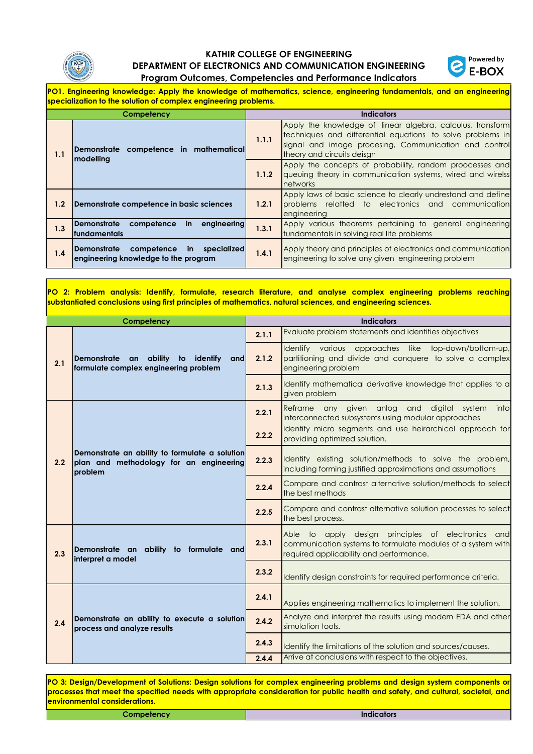# KATHIR COLLEGE OF ENGINEERING

## DEPARTMENT OF ELECTRONICS AND COMMUNICATION ENGINEERING

### Program Outcomes, Competencies and Performance Indicators

Powered by E-BOX

**PO1. Engineering knowledge: Apply the knowledge of mathematics, science, engineering fundamentals, and an engineering specialization to the solution of complex engineering problems.**

| Competency | | Indicators | |
|---|---|---|---|
| 1.1 | Demonstrate competence in mathematical modelling | 1.1.1 | Apply the knowledge of linear algebra, calculus, transform techniques and differential equations to solve problems in signal and image procesing, Communication and control theory and circuits deisgn |
| | | 1.1.2 | Apply the concepts of probability, random proocesses and queuing theory in communication systems, wired and wirelss networks |
| 1.2 | Demonstrate competence in basic sciences | 1.2.1 | Apply laws of basic science to clearly undrestand and define problems reltatted to electronics and communication engineering |
| 1.3 | Demonstrate competence in engineering fundamentals | 1.3.1 | Apply various theorems pertaining to general engineering fundamentals in solving real life problems |
| 1.4 | Demonstrate competence in specialized engineering knowledge to the program | 1.4.1 | Apply theory and principles of electronics and communication engineering to solve any given engineering problem |

**PO 2: Problem analysis: Identify, formulate, research literature, and analyse complex engineering problems reaching substantiated conclusions using first principles of mathematics, natural sciences, and engineering sciences.**

| Competency | | Indicators | |
|---|---|---|---|
| 2.1 | Demonstrate an ability to identify and formulate complex engineering problem | 2.1.1 | Evaluate problem statements and identifies objectives |
| | | 2.1.2 | Identify various approaches like top-down/bottom-up, partitioning and divide and conquere to solve a complex engineering problem |
| | | 2.1.3 | Identify mathematical derivative knowledge that applies to a given problem |
| 2.2 | Demonstrate an ability to formulate a solution plan and methodology for an engineering problem | 2.2.1 | Reframe any given anlog and digital system into interconnected subsystems using modular approaches |
| | | 2.2.2 | Identify micro segments and use heirarchical approach for providing optimized solution. |
| | | 2.2.3 | Identify existing solution/methods to solve the problem, including forming justified approximations and assumptions |
| | | 2.2.4 | Compare and contrast alternative solution/methods to select the best methods |
| | | 2.2.5 | Compare and contrast alternative solution processes to select the best process. |
| 2.3 | Demonstrate an ability to formulate and interpret a model | 2.3.1 | Able to apply design principles of electronics and communication systems to formulate modules of a system with required applicability and performance. |
| | | 2.3.2 | Identify design constraints for required performance criteria. |
| 2.4 | Demonstrate an ability to execute a solution process and analyze results | 2.4.1 | Applies engineering mathematics to implement the solution. |
| | | 2.4.2 | Analyze and interpret the results using modern EDA and other simulation tools. |
| | | 2.4.3 | Identify the limitations of the solution and sources/causes. |
| | | 2.4.4 | Arrive at conclusions with respect to the objectives. |

**PO 3: Design/Development of Solutions: Design solutions for complex engineering problems and design system components or processes that meet the specified needs with appropriate consideration for public health and safety, and cultural, societal, and environmental considerations.**

| Competency | | Indicators | |
|---|---|---|---|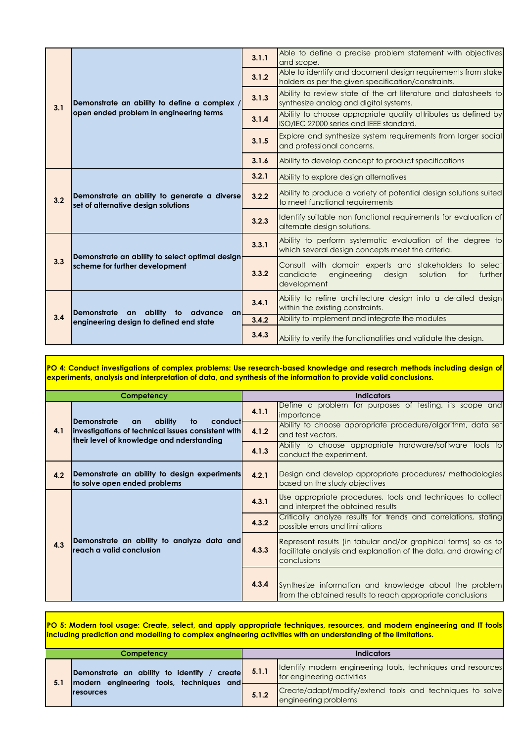| | | | |
|---|---|---|---|
| **3.1** | **Demonstrate an ability to define a complex / open ended problem in engineering terms** | **3.1.1** | Able to define a precise problem statement with objectives and scope. |
| | | **3.1.2** | Able to identify and document design requirements from stake holders as per the given specification/constraints. |
| | | **3.1.3** | Ability to review state of the art literature and datasheets to synthesize analog and digital systems. |
| | | **3.1.4** | Ability to choose appropriate quality attributes as defined by ISO/IEC 27000 series and IEEE standard. |
| | | **3.1.5** | Explore and synthesize system requirements from larger social and professional concerns. |
| | | **3.1.6** | Ability to develop concept to product specifications |
| **3.2** | **Demonstrate an ability to generate a diverse set of alternative design solutions** | **3.2.1** | Ability to explore design alternatives |
| | | **3.2.2** | Ability to produce a variety of potential design solutions suited to meet functional requirements |
| | | **3.2.3** | Identify suitable non functional requirements for evaluation of alternate design solutions. |
| **3.3** | **Demonstrate an ability to select optimal design scheme for further development** | **3.3.1** | Ability to perform systematic evaluation of the degree to which several design concepts meet the criteria. |
| | | **3.3.2** | Consult with domain experts and stakeholders to select candidate engineering design solution for further development |
| **3.4** | **Demonstrate an ability to advance an engineering design to defined end state** | **3.4.1** | Ability to refine architecture design into a detailed design within the existing constraints. |
| | | **3.4.2** | Ability to implement and integrate the modules |
| | | **3.4.3** | Ability to verify the functionalities and validate the design. |

**PO 4: Conduct investigations of complex problems: Use research-based knowledge and research methods including design of experiments, analysis and interpretation of data, and synthesis of the information to provide valid conclusions.**

| Competency | | Indicators | |
|---|---|---|---|
| **4.1** | **Demonstrate an ability to conduct investigations of technical issues consistent with their level of knowledge and nderstanding** | **4.1.1** | Define a problem for purposes of testing, its scope and importance |
| | | **4.1.2** | Ability to choose appropriate procedure/algorithm, data set and test vectors. |
| | | **4.1.3** | Ability to choose appropriate hardware/software tools to conduct the experiment. |
| **4.2** | **Demonstrate an ability to design experiments to solve open ended problems** | **4.2.1** | Design and develop appropriate procedures/ methodologies based on the study objectives |
| **4.3** | **Demonstrate an ability to analyze data and reach a valid conclusion** | **4.3.1** | Use appropriate procedures, tools and techniques to collect and interpret the obtained results |
| | | **4.3.2** | Critically analyze results for trends and correlations, stating possible errors and limitations |
| | | **4.3.3** | Represent results (in tabular and/or graphical forms) so as to facilitate analysis and explanation of the data, and drawing of conclusions |
| | | **4.3.4** | Synthesize information and knowledge about the problem from the obtained results to reach appropriate conclusions |

**PO 5: Modern tool usage: Create, select, and apply appropriate techniques, resources, and modern engineering and IT tools including prediction and modelling to complex engineering activities with an understanding of the limitations.**

| Competency | | Indicators | |
|---|---|---|---|
| **5.1** | **Demonstrate an ability to identify / create modern engineering tools, techniques and resources** | **5.1.1** | Identify modern engineering tools, techniques and resources for engineering activities |
| | | **5.1.2** | Create/adapt/modify/extend tools and techniques to solve engineering problems |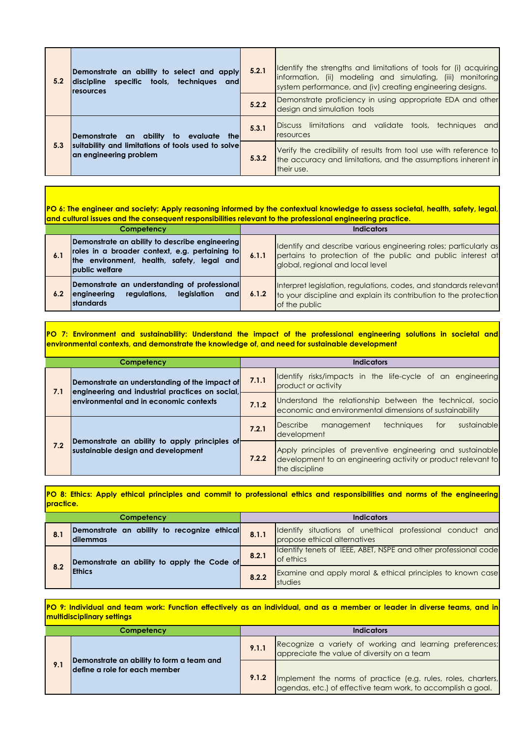| | | | |
|---|---|---|---|
| **5.2** | **Demonstrate an ability to select and apply discipline specific tools, techniques and resources** | **5.2.1** | Identify the strengths and limitations of tools for (i) acquiring information, (ii) modeling and simulating, (iii) monitoring system performance, and (iv) creating engineering designs. |
| | | **5.2.2** | Demonstrate proficiency in using appropriate EDA and other design and simulation tools |
| **5.3** | **Demonstrate an ability to evaluate the suitability and limitations of tools used to solve an engineering problem** | **5.3.1** | Discuss limitations and validate tools, techniques and resources |
| | | **5.3.2** | Verify the credibility of results from tool use with reference to the accuracy and limitations, and the assumptions inherent in their use. |

**PO 6: The engineer and society: Apply reasoning informed by the contextual knowledge to assess societal, health, safety, legal, and cultural issues and the consequent responsibilities relevant to the professional engineering practice.**

| Competency | | Indicators | |
|---|---|---|---|
| **6.1** | **Demonstrate an ability to describe engineering roles in a broader context, e.g. pertaining to the environment, health, safety, legal and public welfare** | **6.1.1** | Identify and describe various engineering roles; particularly as pertains to protection of the public and public interest at global, regional and local level |
| **6.2** | **Demonstrate an understanding of professional engineering regulations, legislation and standards** | **6.1.2** | Interpret legislation, regulations, codes, and standards relevant to your discipline and explain its contribution to the protection of the public |

**PO 7: Environment and sustainability: Understand the impact of the professional engineering solutions in societal and environmental contexts, and demonstrate the knowledge of, and need for sustainable development**

| Competency | | Indicators | |
|---|---|---|---|
| **7.1** | **Demonstrate an understanding of the impact of engineering and industrial practices on social, environmental and in economic contexts** | **7.1.1** | Identify risks/impacts in the life-cycle of an engineering product or activity |
| | | **7.1.2** | Understand the relationship between the technical, socio economic and environmental dimensions of sustainability |
| **7.2** | **Demonstrate an ability to apply principles of sustainable design and development** | **7.2.1** | Describe management techniques for sustainable development |
| | | **7.2.2** | Apply principles of preventive engineering and sustainable development to an engineering activity or product relevant to the discipline |

**PO 8: Ethics: Apply ethical principles and commit to professional ethics and responsibilities and norms of the engineering practice.**

| Competency | | Indicators | |
|---|---|---|---|
| **8.1** | **Demonstrate an ability to recognize ethical dilemmas** | **8.1.1** | Identify situations of unethical professional conduct and propose ethical alternatives |
| **8.2** | **Demonstrate an ability to apply the Code of Ethics** | **8.2.1** | Identify tenets of IEEE, ABET, NSPE and other professional code of ethics |
| | | **8.2.2** | Examine and apply moral & ethical principles to known case studies |

**PO 9: Individual and team work: Function effectively as an individual, and as a member or leader in diverse teams, and in multidisciplinary settings**

| Competency | | Indicators | |
|---|---|---|---|
| **9.1** | **Demonstrate an ability to form a team and define a role for each member** | **9.1.1** | Recognize a variety of working and learning preferences; appreciate the value of diversity on a team |
| | | **9.1.2** | Implement the norms of practice (e.g. rules, roles, charters, agendas, etc.) of effective team work, to accomplish a goal. |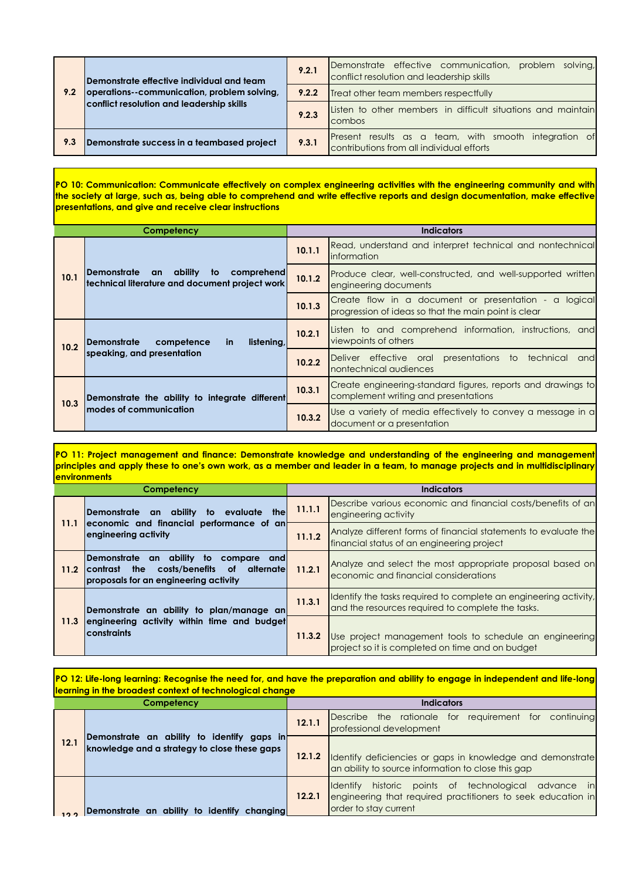| | | | |
|---|---|---|---|
| 9.2 | Demonstrate effective individual and team operations--communication, problem solving, conflict resolution and leadership skills | 9.2.1 | Demonstrate effective communication, problem solving, conflict resolution and leadership skills |
| | | 9.2.2 | Treat other team members respectfully |
| | | 9.2.3 | Listen to other members in difficult situations and maintain combos |
| 9.3 | Demonstrate success in a teambased project | 9.3.1 | Present results as a team, with smooth integration of contributions from all individual efforts |

**PO 10: Communication: Communicate effectively on complex engineering activities with the engineering community and with the society at large, such as, being able to comprehend and write effective reports and design documentation, make effective presentations, and give and receive clear instructions**

| Competency | | Indicators | |
|---|---|---|---|
| 10.1 | Demonstrate an ability to comprehend technical literature and document project work | 10.1.1 | Read, understand and interpret technical and nontechnical information |
| | | 10.1.2 | Produce clear, well-constructed, and well-supported written engineering documents |
| | | 10.1.3 | Create flow in a document or presentation - a logical progression of ideas so that the main point is clear |
| 10.2 | Demonstrate competence in listening, speaking, and presentation | 10.2.1 | Listen to and comprehend information, instructions, and viewpoints of others |
| | | 10.2.2 | Deliver effective oral presentations to technical and nontechnical audiences |
| 10.3 | Demonstrate the ability to integrate different modes of communication | 10.3.1 | Create engineering-standard figures, reports and drawings to complement writing and presentations |
| | | 10.3.2 | Use a variety of media effectively to convey a message in a document or a presentation |

**PO 11: Project management and finance: Demonstrate knowledge and understanding of the engineering and management principles and apply these to one's own work, as a member and leader in a team, to manage projects and in multidisciplinary environments**

| Competency | | Indicators | |
|---|---|---|---|
| 11.1 | Demonstrate an ability to evaluate the economic and financial performance of an engineering activity | 11.1.1 | Describe various economic and financial costs/benefits of an engineering activity |
| | | 11.1.2 | Analyze different forms of financial statements to evaluate the financial status of an engineering project |
| 11.2 | Demonstrate an ability to compare and contrast the costs/benefits of alternate proposals for an engineering activity | 11.2.1 | Analyze and select the most appropriate proposal based on economic and financial considerations |
| 11.3 | Demonstrate an ability to plan/manage an engineering activity within time and budget constraints | 11.3.1 | Identify the tasks required to complete an engineering activity, and the resources required to complete the tasks. |
| | | 11.3.2 | Use project management tools to schedule an engineering project so it is completed on time and on budget |

**PO 12: Life-long learning: Recognise the need for, and have the preparation and ability to engage in independent and life-long learning in the broadest context of technological change**

| Competency | | Indicators | |
|---|---|---|---|
| 12.1 | Demonstrate an ability to identify gaps in knowledge and a strategy to close these gaps | 12.1.1 | Describe the rationale for requirement for continuing professional development |
| | | 12.1.2 | Identify deficiencies or gaps in knowledge and demonstrate an ability to source information to close this gap |
| 12.2 | Demonstrate an ability to identify changing | 12.2.1 | Identify historic points of technological advance in engineering that required practitioners to seek education in order to stay current |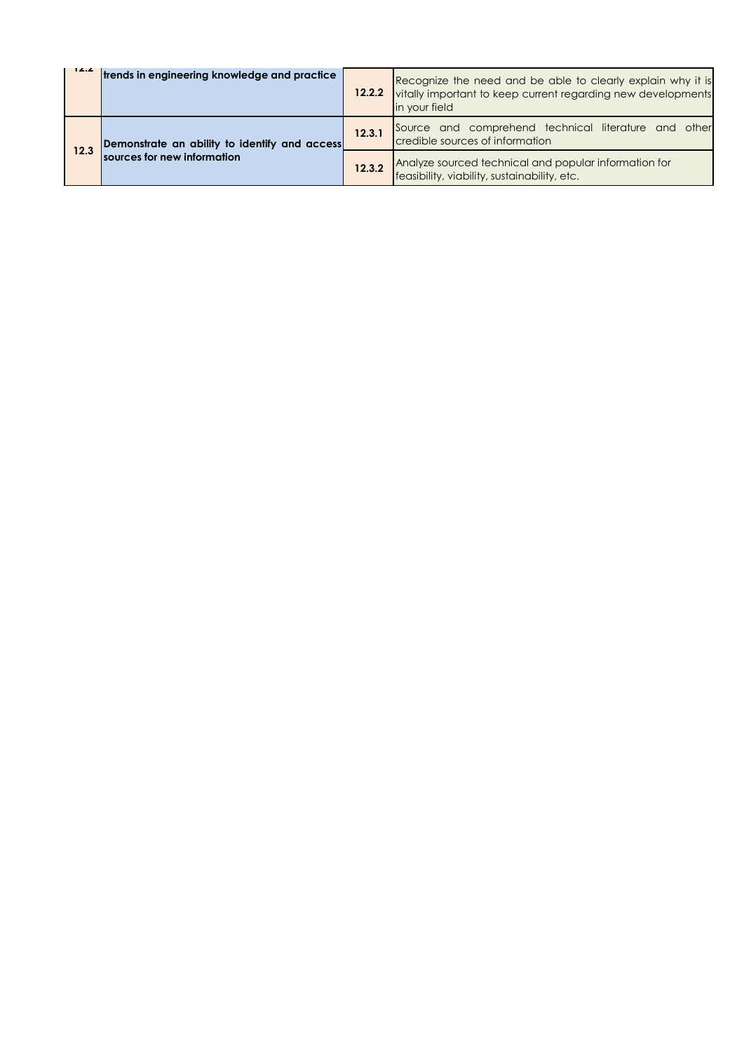| | | | |
|---|---|---|---|
| 12.2 | trends in engineering knowledge and practice | 12.2.2 | Recognize the need and be able to clearly explain why it is vitally important to keep current regarding new developments in your field |
| 12.3 | Demonstrate an ability to identify and access sources for new information | 12.3.1 | Source and comprehend technical literature and other credible sources of information |
| | | 12.3.2 | Analyze sourced technical and popular information for feasibility, viability, sustainability, etc. |